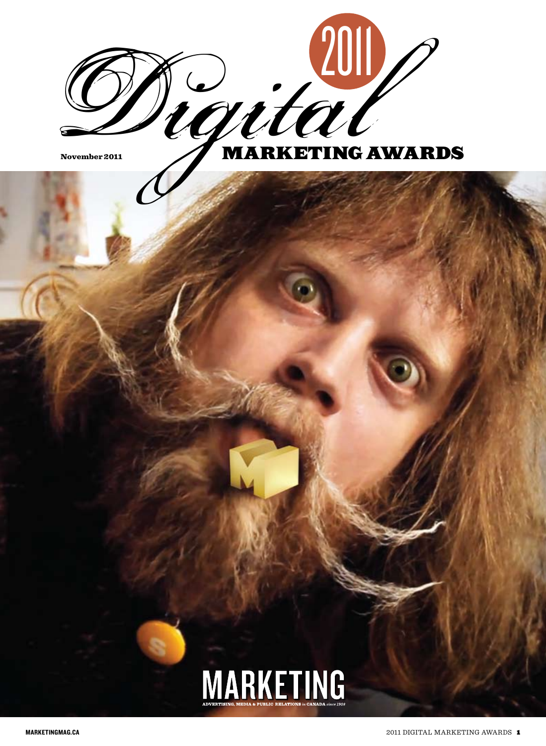# 2011 Digital Marketing Awards

November 2011

MARKETING

ADVERTISING, MEDIA & PUBLIC RELATIONS *in* CANADA *since 1908*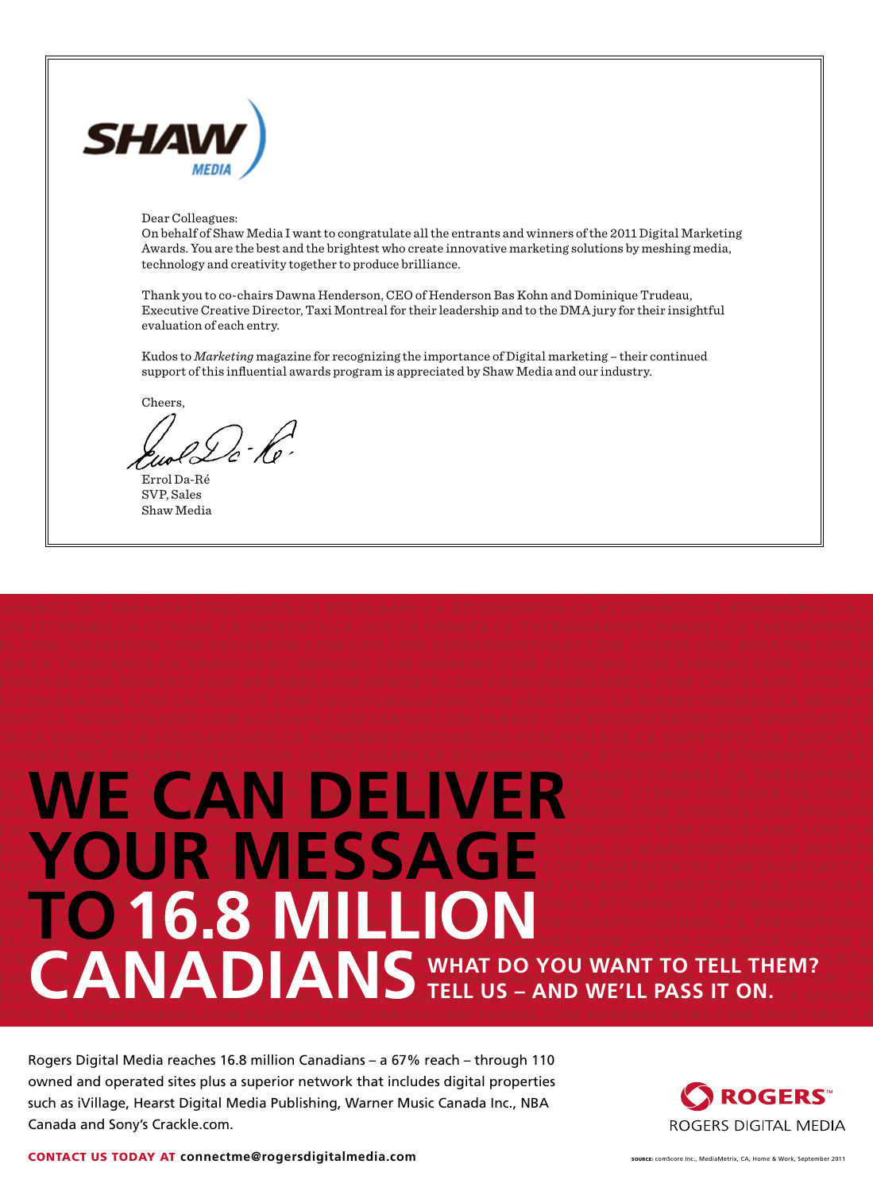SHAW MEDIA

Dear Colleagues:

On behalf of Shaw Media I want to congratulate all the entrants and winners of the 2011 Digital Marketing Awards. You are the best and the brightest who create innovative marketing solutions by meshing media, technology and creativity together to produce brilliance.

Thank you to co-chairs Dawna Henderson, CEO of Henderson Bas Kohn and Dominique Trudeau, Executive Creative Director, Taxi Montreal for their leadership and to the DMA jury for their insightful evaluation of each entry.

Kudos to *Marketing* magazine for recognizing the importance of Digital marketing – their continued support of this influential awards program is appreciated by Shaw Media and our industry.

Cheers,

Errol Da-Ré
SVP, Sales
Shaw Media

# WE CAN DELIVER YOUR MESSAGE TO 16.8 MILLION CANADIANS

**WHAT DO YOU WANT TO TELL THEM? TELL US – AND WE'LL PASS IT ON.**

Rogers Digital Media reaches 16.8 million Canadians – a 67% reach – through 110 owned and operated sites plus a superior network that includes digital properties such as iVillage, Hearst Digital Media Publishing, Warner Music Canada Inc., NBA Canada and Sony's Crackle.com.

ROGERS™
ROGERS DIGITAL MEDIA

**CONTACT US TODAY AT connectme@rogersdigitalmedia.com**

SOURCE: comScore Inc., MediaMetrix, CA, Home & Work, September 2011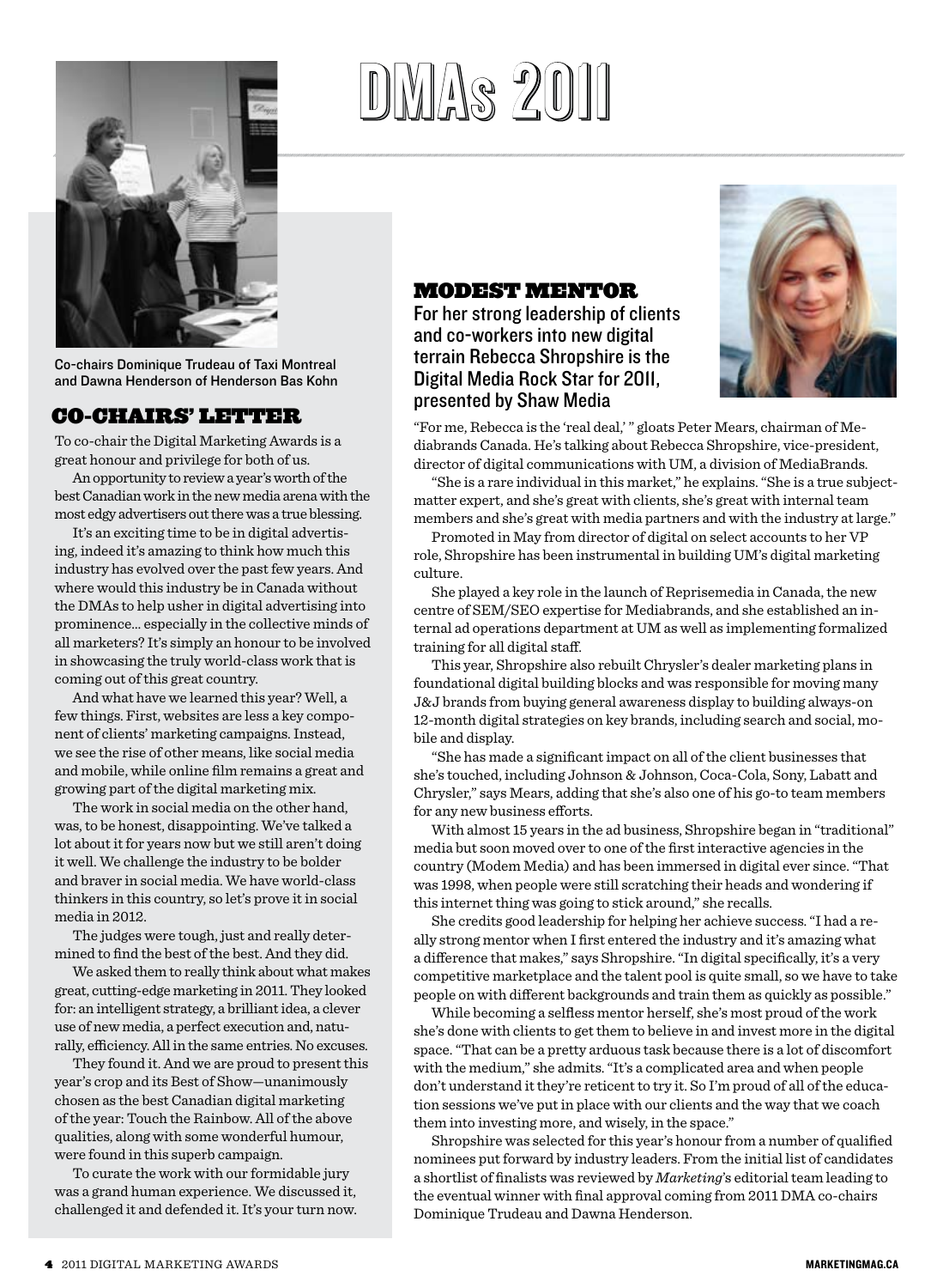# DMAs 2011

Co-chairs Dominique Trudeau of Taxi Montreal and Dawna Henderson of Henderson Bas Kohn

## CO-CHAIRS' LETTER

To co-chair the Digital Marketing Awards is a great honour and privilege for both of us.

An opportunity to review a year's worth of the best Canadian work in the new media arena with the most edgy advertisers out there was a true blessing.

It's an exciting time to be in digital advertising, indeed it's amazing to think how much this industry has evolved over the past few years. And where would this industry be in Canada without the DMAs to help usher in digital advertising into prominence... especially in the collective minds of all marketers? It's simply an honour to be involved in showcasing the truly world-class work that is coming out of this great country.

And what have we learned this year? Well, a few things. First, websites are less a key component of clients' marketing campaigns. Instead, we see the rise of other means, like social media and mobile, while online film remains a great and growing part of the digital marketing mix.

The work in social media on the other hand, was, to be honest, disappointing. We've talked a lot about it for years now but we still aren't doing it well. We challenge the industry to be bolder and braver in social media. We have world-class thinkers in this country, so let's prove it in social media in 2012.

The judges were tough, just and really determined to find the best of the best. And they did.

We asked them to really think about what makes great, cutting-edge marketing in 2011. They looked for: an intelligent strategy, a brilliant idea, a clever use of new media, a perfect execution and, naturally, efficiency. All in the same entries. No excuses.

They found it. And we are proud to present this year's crop and its Best of Show—unanimously chosen as the best Canadian digital marketing of the year: Touch the Rainbow. All of the above qualities, along with some wonderful humour, were found in this superb campaign.

To curate the work with our formidable jury was a grand human experience. We discussed it, challenged it and defended it. It's your turn now.

## MODEST MENTOR

For her strong leadership of clients and co-workers into new digital terrain Rebecca Shropshire is the Digital Media Rock Star for 2011, presented by Shaw Media

"For me, Rebecca is the 'real deal,' " gloats Peter Mears, chairman of Mediabrands Canada. He's talking about Rebecca Shropshire, vice-president, director of digital communications with UM, a division of MediaBrands.

"She is a rare individual in this market," he explains. "She is a true subject-matter expert, and she's great with clients, she's great with internal team members and she's great with media partners and with the industry at large."

Promoted in May from director of digital on select accounts to her VP role, Shropshire has been instrumental in building UM's digital marketing culture.

She played a key role in the launch of Reprisemedia in Canada, the new centre of SEM/SEO expertise for Mediabrands, and she established an internal ad operations department at UM as well as implementing formalized training for all digital staff.

This year, Shropshire also rebuilt Chrysler's dealer marketing plans in foundational digital building blocks and was responsible for moving many J&J brands from buying general awareness display to building always-on 12-month digital strategies on key brands, including search and social, mobile and display.

"She has made a significant impact on all of the client businesses that she's touched, including Johnson & Johnson, Coca-Cola, Sony, Labatt and Chrysler," says Mears, adding that she's also one of his go-to team members for any new business efforts.

With almost 15 years in the ad business, Shropshire began in "traditional" media but soon moved over to one of the first interactive agencies in the country (Modem Media) and has been immersed in digital ever since. "That was 1998, when people were still scratching their heads and wondering if this internet thing was going to stick around," she recalls.

She credits good leadership for helping her achieve success. "I had a really strong mentor when I first entered the industry and it's amazing what a difference that makes," says Shropshire. "In digital specifically, it's a very competitive marketplace and the talent pool is quite small, so we have to take people on with different backgrounds and train them as quickly as possible."

While becoming a selfless mentor herself, she's most proud of the work she's done with clients to get them to believe in and invest more in the digital space. "That can be a pretty arduous task because there is a lot of discomfort with the medium," she admits. "It's a complicated area and when people don't understand it they're reticent to try it. So I'm proud of all of the education sessions we've put in place with our clients and the way that we coach them into investing more, and wisely, in the space."

Shropshire was selected for this year's honour from a number of qualified nominees put forward by industry leaders. From the initial list of candidates a shortlist of finalists was reviewed by *Marketing*'s editorial team leading to the eventual winner with final approval coming from 2011 DMA co-chairs Dominique Trudeau and Dawna Henderson.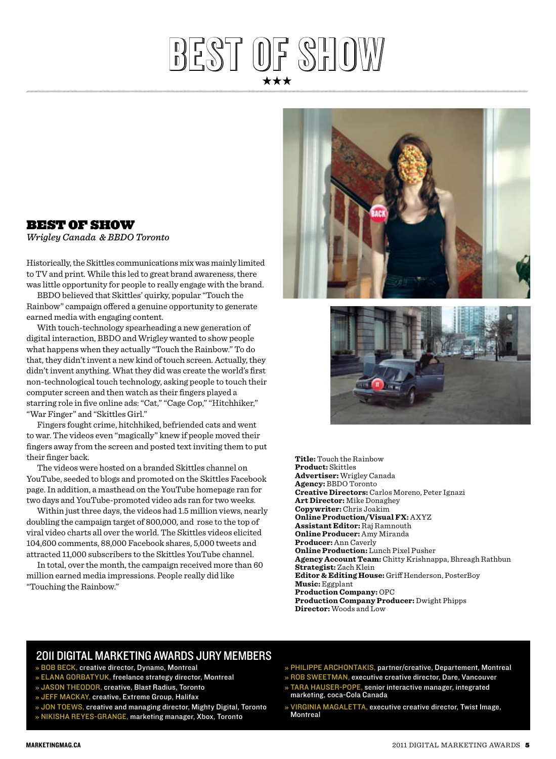# BEST OF SHOW

★★★

## BEST OF SHOW

*Wrigley Canada & BBDO Toronto*

Historically, the Skittles communications mix was mainly limited to TV and print. While this led to great brand awareness, there was little opportunity for people to really engage with the brand.

BBDO believed that Skittles' quirky, popular "Touch the Rainbow" campaign offered a genuine opportunity to generate earned media with engaging content.

With touch-technology spearheading a new generation of digital interaction, BBDO and Wrigley wanted to show people what happens when they actually "Touch the Rainbow." To do that, they didn't invent a new kind of touch screen. Actually, they didn't invent anything. What they did was create the world's first non-technological touch technology, asking people to touch their computer screen and then watch as their fingers played a starring role in five online ads: "Cat," "Cage Cop," "Hitchhiker," "War Finger" and "Skittles Girl."

Fingers fought crime, hitchhiked, befriended cats and went to war. The videos even "magically" knew if people moved their fingers away from the screen and posted text inviting them to put their finger back.

The videos were hosted on a branded Skittles channel on YouTube, seeded to blogs and promoted on the Skittles Facebook page. In addition, a masthead on the YouTube homepage ran for two days and YouTube-promoted video ads ran for two weeks.

Within just three days, the videos had 1.5 million views, nearly doubling the campaign target of 800,000, and rose to the top of viral video charts all over the world. The Skittles videos elicited 104,600 comments, 88,000 Facebook shares, 5,000 tweets and attracted 11,000 subscribers to the Skittles YouTube channel.

In total, over the month, the campaign received more than 60 million earned media impressions. People really did like "Touching the Rainbow."

**Title:** Touch the Rainbow
**Product:** Skittles
**Advertiser:** Wrigley Canada
**Agency:** BBDO Toronto
**Creative Directors:** Carlos Moreno, Peter Ignazi
**Art Director:** Mike Donaghey
**Copywriter:** Chris Joakim
**Online Production/Visual FX:** AXYZ
**Assistant Editor:** Raj Ramnouth
**Online Producer:** Amy Miranda
**Producer:** Ann Caverly
**Online Production:** Lunch Pixel Pusher
**Agency Account Team:** Chitty Krishnappa, Bhreagh Rathbun
**Strategist:** Zach Klein
**Editor & Editing House:** Griff Henderson, PosterBoy
**Music:** Eggplant
**Production Company:** OPC
**Production Company Producer:** Dwight Phipps
**Director:** Woods and Low

## 2011 DIGITAL MARKETING AWARDS JURY MEMBERS

- » BOB BECK, creative director, Dynamo, Montreal
- » ELANA GORBATYUK, freelance strategy director, Montreal
- » JASON THEODOR, creative, Blast Radius, Toronto
- » JEFF MACKAY, creative, Extreme Group, Halifax
- » JON TOEWS, creative and managing director, Mighty Digital, Toronto
- » NIKISHA REYES-GRANGE, marketing manager, Xbox, Toronto
- » PHILIPPE ARCHONTAKIS, partner/creative, Departement, Montreal
- » ROB SWEETMAN, executive creative director, Dare, Vancouver
- » TARA HAUSER-POPE, senior interactive manager, integrated marketing, coca-Cola Canada
- » VIRGINIA MAGALETTA, executive creative director, Twist Image, Montreal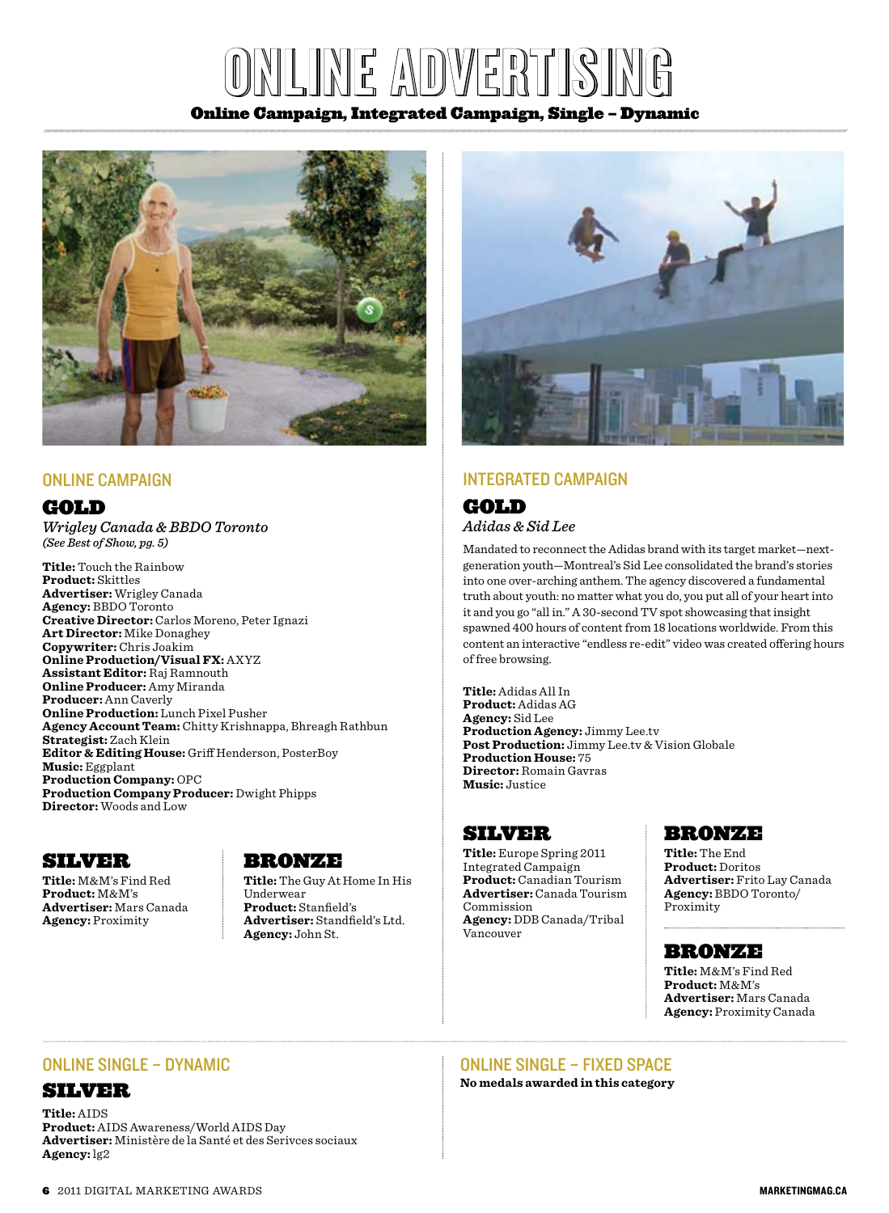# ONLINE ADVERTISING

**Online Campaign, Integrated Campaign, Single – Dynamic**

## ONLINE CAMPAIGN

### GOLD

*Wrigley Canada & BBDO Toronto*
*(See Best of Show, pg. 5)*

**Title:** Touch the Rainbow
**Product:** Skittles
**Advertiser:** Wrigley Canada
**Agency:** BBDO Toronto
**Creative Director:** Carlos Moreno, Peter Ignazi
**Art Director:** Mike Donaghey
**Copywriter:** Chris Joakim
**Online Production/Visual FX:** AXYZ
**Assistant Editor:** Raj Ramnouth
**Online Producer:** Amy Miranda
**Producer:** Ann Caverly
**Online Production:** Lunch Pixel Pusher
**Agency Account Team:** Chitty Krishnappa, Bhreagh Rathbun
**Strategist:** Zach Klein
**Editor & Editing House:** Griff Henderson, PosterBoy
**Music:** Eggplant
**Production Company:** OPC
**Production Company Producer:** Dwight Phipps
**Director:** Woods and Low

### SILVER

**Title:** M&M's Find Red
**Product:** M&M's
**Advertiser:** Mars Canada
**Agency:** Proximity

### BRONZE

**Title:** The Guy At Home In His Underwear
**Product:** Stanfield's
**Advertiser:** Standfield's Ltd.
**Agency:** John St.

## INTEGRATED CAMPAIGN

### GOLD

*Adidas & Sid Lee*

Mandated to reconnect the Adidas brand with its target market—next-generation youth—Montreal's Sid Lee consolidated the brand's stories into one over-arching anthem. The agency discovered a fundamental truth about youth: no matter what you do, you put all of your heart into it and you go "all in." A 30-second TV spot showcasing that insight spawned 400 hours of content from 18 locations worldwide. From this content an interactive "endless re-edit" video was created offering hours of free browsing.

**Title:** Adidas All In
**Product:** Adidas AG
**Agency:** Sid Lee
**Production Agency:** Jimmy Lee.tv
**Post Production:** Jimmy Lee.tv & Vision Globale
**Production House:** 75
**Director:** Romain Gavras
**Music:** Justice

### SILVER

**Title:** Europe Spring 2011 Integrated Campaign
**Product:** Canadian Tourism
**Advertiser:** Canada Tourism Commission
**Agency:** DDB Canada/Tribal Vancouver

### BRONZE

**Title:** The End
**Product:** Doritos
**Advertiser:** Frito Lay Canada
**Agency:** BBDO Toronto/ Proximity

### BRONZE

**Title:** M&M's Find Red
**Product:** M&M's
**Advertiser:** Mars Canada
**Agency:** Proximity Canada

## ONLINE SINGLE – DYNAMIC

### SILVER

**Title:** AIDS
**Product:** AIDS Awareness/World AIDS Day
**Advertiser:** Ministère de la Santé et des Serivces sociaux
**Agency:** lg2

## ONLINE SINGLE – FIXED SPACE

**No medals awarded in this category**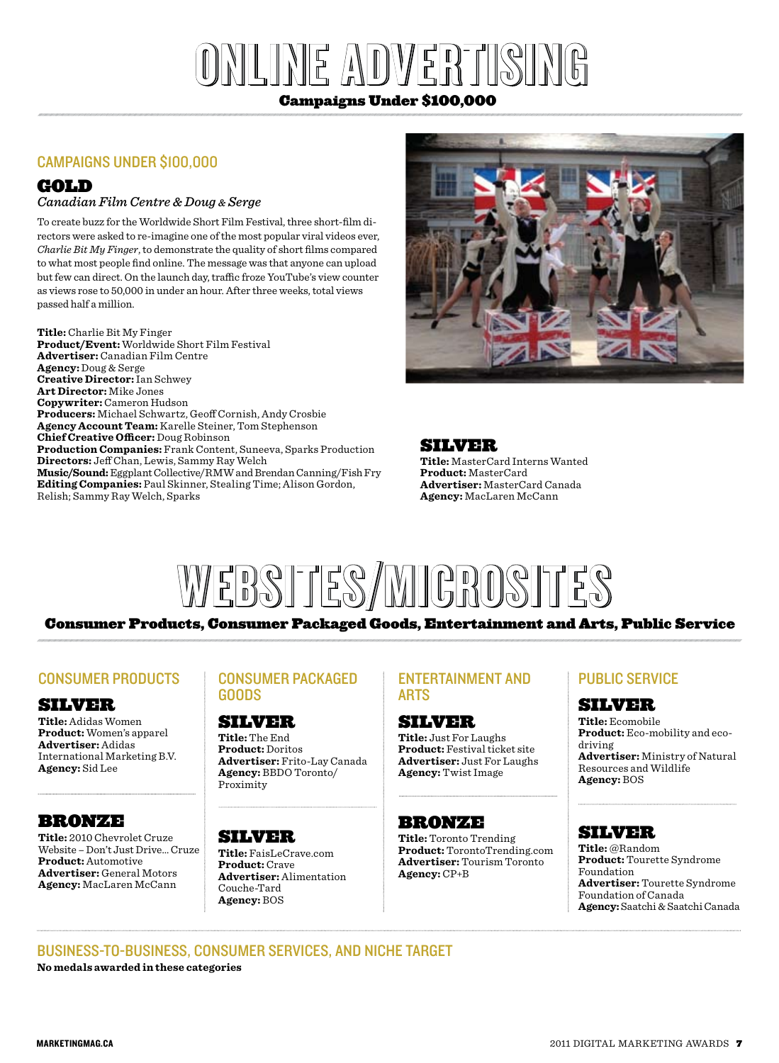# ONLINE ADVERTISING

**Campaigns Under $100,000**

## CAMPAIGNS UNDER $100,000

### GOLD

*Canadian Film Centre & Doug & Serge*

To create buzz for the Worldwide Short Film Festival, three short-film directors were asked to re-imagine one of the most popular viral videos ever, *Charlie Bit My Finger*, to demonstrate the quality of short films compared to what most people find online. The message was that anyone can upload but few can direct. On the launch day, traffic froze YouTube's view counter as views rose to 50,000 in under an hour. After three weeks, total views passed half a million.

**Title:** Charlie Bit My Finger
**Product/Event:** Worldwide Short Film Festival
**Advertiser:** Canadian Film Centre
**Agency:** Doug & Serge
**Creative Director:** Ian Schwey
**Art Director:** Mike Jones
**Copywriter:** Cameron Hudson
**Producers:** Michael Schwartz, Geoff Cornish, Andy Crosbie
**Agency Account Team:** Karelle Steiner, Tom Stephenson
**Chief Creative Officer:** Doug Robinson
**Production Companies:** Frank Content, Suneeva, Sparks Production
**Directors:** Jeff Chan, Lewis, Sammy Ray Welch
**Music/Sound:** Eggplant Collective/RMW and Brendan Canning/Fish Fry
**Editing Companies:** Paul Skinner, Stealing Time; Alison Gordon, Relish; Sammy Ray Welch, Sparks

### SILVER

**Title:** MasterCard Interns Wanted
**Product:** MasterCard
**Advertiser:** MasterCard Canada
**Agency:** MacLaren McCann

# WEBSITES/MICROSITES

**Consumer Products, Consumer Packaged Goods, Entertainment and Arts, Public Service**

## CONSUMER PRODUCTS

### SILVER

**Title:** Adidas Women
**Product:** Women's apparel
**Advertiser:** Adidas International Marketing B.V.
**Agency:** Sid Lee

### BRONZE

**Title:** 2010 Chevrolet Cruze Website – Don't Just Drive... Cruze
**Product:** Automotive
**Advertiser:** General Motors
**Agency:** MacLaren McCann

## CONSUMER PACKAGED GOODS

### SILVER

**Title:** The End
**Product:** Doritos
**Advertiser:** Frito-Lay Canada
**Agency:** BBDO Toronto/ Proximity

### SILVER

**Title:** FaisLeCrave.com
**Product:** Crave
**Advertiser:** Alimentation Couche-Tard
**Agency:** BOS

## ENTERTAINMENT AND ARTS

### SILVER

**Title:** Just For Laughs
**Product:** Festival ticket site
**Advertiser:** Just For Laughs
**Agency:** Twist Image

### BRONZE

**Title:** Toronto Trending
**Product:** TorontoTrending.com
**Advertiser:** Tourism Toronto
**Agency:** CP+B

## PUBLIC SERVICE

### SILVER

**Title:** Ecomobile
**Product:** Eco-mobility and eco-driving
**Advertiser:** Ministry of Natural Resources and Wildlife
**Agency:** BOS

### SILVER

**Title:** @Random
**Product:** Tourette Syndrome Foundation
**Advertiser:** Tourette Syndrome Foundation of Canada
**Agency:** Saatchi & Saatchi Canada

## BUSINESS-TO-BUSINESS, CONSUMER SERVICES, AND NICHE TARGET

**No medals awarded in these categories**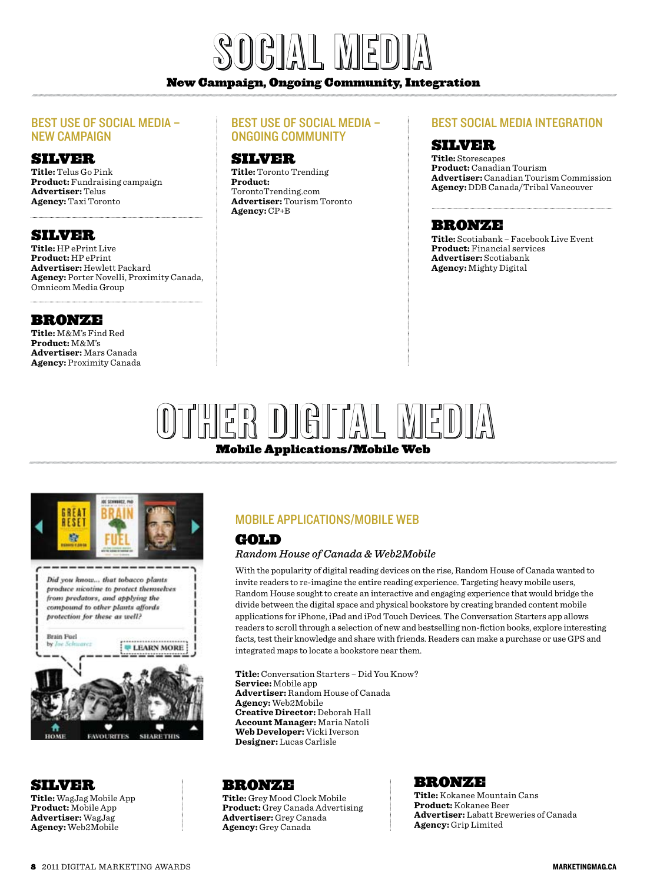# SOCIAL MEDIA

**New Campaign, Ongoing Community, Integration**

## BEST USE OF SOCIAL MEDIA – NEW CAMPAIGN

### SILVER

**Title:** Telus Go Pink
**Product:** Fundraising campaign
**Advertiser:** Telus
**Agency:** Taxi Toronto

### SILVER

**Title:** HP ePrint Live
**Product:** HP ePrint
**Advertiser:** Hewlett Packard
**Agency:** Porter Novelli, Proximity Canada, Omnicom Media Group

### BRONZE

**Title:** M&M's Find Red
**Product:** M&M's
**Advertiser:** Mars Canada
**Agency:** Proximity Canada

## BEST USE OF SOCIAL MEDIA – ONGOING COMMUNITY

### SILVER

**Title:** Toronto Trending
**Product:** TorontoTrending.com
**Advertiser:** Tourism Toronto
**Agency:** CP+B

## BEST SOCIAL MEDIA INTEGRATION

### SILVER

**Title:** Storescapes
**Product:** Canadian Tourism
**Advertiser:** Canadian Tourism Commission
**Agency:** DDB Canada/Tribal Vancouver

### BRONZE

**Title:** Scotiabank – Facebook Live Event
**Product:** Financial services
**Advertiser:** Scotiabank
**Agency:** Mighty Digital

# OTHER DIGITAL MEDIA

**Mobile Applications/Mobile Web**

## MOBILE APPLICATIONS/MOBILE WEB

### GOLD

*Random House of Canada & Web2Mobile*

With the popularity of digital reading devices on the rise, Random House of Canada wanted to invite readers to re-imagine the entire reading experience. Targeting heavy mobile users, Random House sought to create an interactive and engaging experience that would bridge the divide between the digital space and physical bookstore by creating branded content mobile applications for iPhone, iPad and iPod Touch Devices. The Conversation Starters app allows readers to scroll through a selection of new and bestselling non-fiction books, explore interesting facts, test their knowledge and share with friends. Readers can make a purchase or use GPS and integrated maps to locate a bookstore near them.

**Title:** Conversation Starters – Did You Know?
**Service:** Mobile app
**Advertiser:** Random House of Canada
**Agency:** Web2Mobile
**Creative Director:** Deborah Hall
**Account Manager:** Maria Natoli
**Web Developer:** Vicki Iverson
**Designer:** Lucas Carlisle

### SILVER

**Title:** WagJag Mobile App
**Product:** Mobile App
**Advertiser:** WagJag
**Agency:** Web2Mobile

### BRONZE

**Title:** Grey Mood Clock Mobile
**Product:** Grey Canada Advertising
**Advertiser:** Grey Canada
**Agency:** Grey Canada

### BRONZE

**Title:** Kokanee Mountain Cans
**Product:** Kokanee Beer
**Advertiser:** Labatt Breweries of Canada
**Agency:** Grip Limited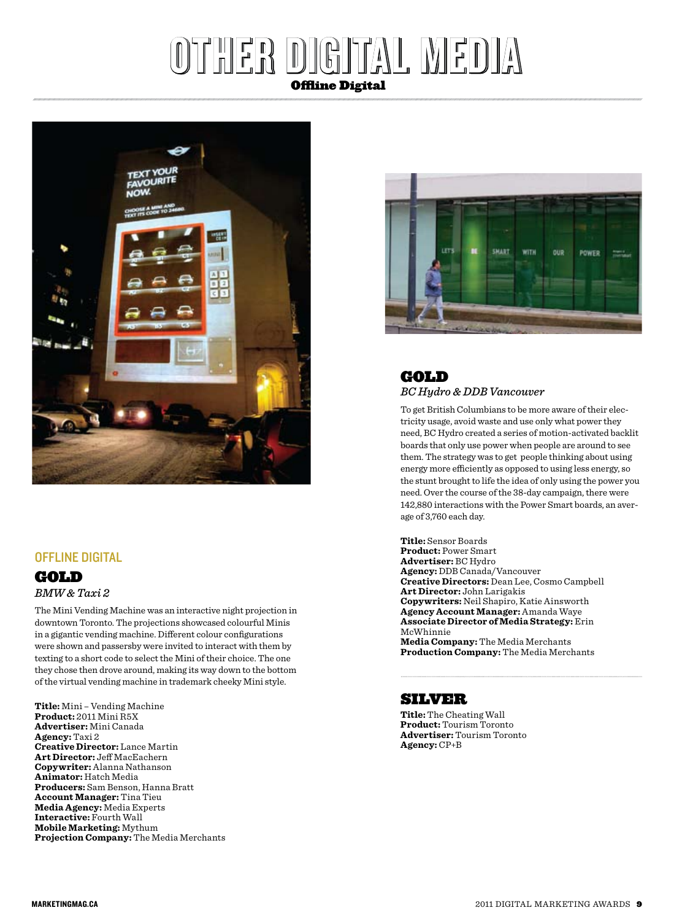# OTHER DIGITAL MEDIA

## Offline Digital

### OFFLINE DIGITAL

### GOLD

*BMW & Taxi 2*

The Mini Vending Machine was an interactive night projection in downtown Toronto. The projections showcased colourful Minis in a gigantic vending machine. Different colour configurations were shown and passersby were invited to interact with them by texting to a short code to select the Mini of their choice. The one they chose then drove around, making its way down to the bottom of the virtual vending machine in trademark cheeky Mini style.

**Title:** Mini – Vending Machine
**Product:** 2011 Mini R5X
**Advertiser:** Mini Canada
**Agency:** Taxi 2
**Creative Director:** Lance Martin
**Art Director:** Jeff MacEachern
**Copywriter:** Alanna Nathanson
**Animator:** Hatch Media
**Producers:** Sam Benson, Hanna Bratt
**Account Manager:** Tina Tieu
**Media Agency:** Media Experts
**Interactive:** Fourth Wall
**Mobile Marketing:** Mythum
**Projection Company:** The Media Merchants

### GOLD

*BC Hydro & DDB Vancouver*

To get British Columbians to be more aware of their electricity usage, avoid waste and use only what power they need, BC Hydro created a series of motion-activated backlit boards that only use power when people are around to see them. The strategy was to get people thinking about using energy more efficiently as opposed to using less energy, so the stunt brought to life the idea of only using the power you need. Over the course of the 38-day campaign, there were 142,880 interactions with the Power Smart boards, an average of 3,760 each day.

**Title:** Sensor Boards
**Product:** Power Smart
**Advertiser:** BC Hydro
**Agency:** DDB Canada/Vancouver
**Creative Directors:** Dean Lee, Cosmo Campbell
**Art Director:** John Larigakis
**Copywriters:** Neil Shapiro, Katie Ainsworth
**Agency Account Manager:** Amanda Waye
**Associate Director of Media Strategy:** Erin McWhinnie
**Media Company:** The Media Merchants
**Production Company:** The Media Merchants

### SILVER

**Title:** The Cheating Wall
**Product:** Tourism Toronto
**Advertiser:** Tourism Toronto
**Agency:** CP+B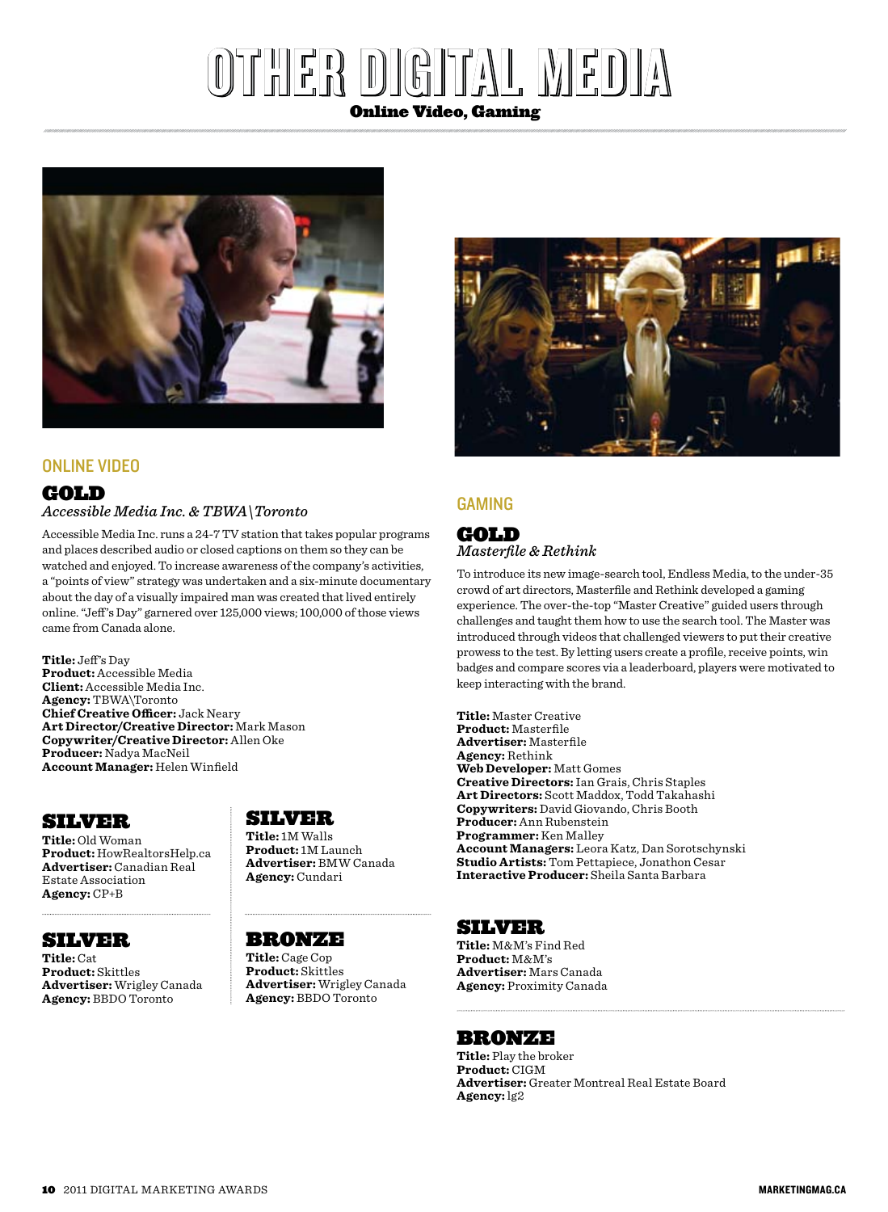# OTHER DIGITAL MEDIA

**Online Video, Gaming**

## ONLINE VIDEO

### GOLD

*Accessible Media Inc. & TBWA\Toronto*

Accessible Media Inc. runs a 24-7 TV station that takes popular programs and places described audio or closed captions on them so they can be watched and enjoyed. To increase awareness of the company's activities, a "points of view" strategy was undertaken and a six-minute documentary about the day of a visually impaired man was created that lived entirely online. "Jeff's Day" garnered over 125,000 views; 100,000 of those views came from Canada alone.

**Title:** Jeff's Day
**Product:** Accessible Media
**Client:** Accessible Media Inc.
**Agency:** TBWA\Toronto
**Chief Creative Officer:** Jack Neary
**Art Director/Creative Director:** Mark Mason
**Copywriter/Creative Director:** Allen Oke
**Producer:** Nadya MacNeil
**Account Manager:** Helen Winfield

### SILVER

**Title:** Old Woman
**Product:** HowRealtorsHelp.ca
**Advertiser:** Canadian Real Estate Association
**Agency:** CP+B

### SILVER

**Title:** Cat
**Product:** Skittles
**Advertiser:** Wrigley Canada
**Agency:** BBDO Toronto

### SILVER

**Title:** 1M Walls
**Product:** 1M Launch
**Advertiser:** BMW Canada
**Agency:** Cundari

### BRONZE

**Title:** Cage Cop
**Product:** Skittles
**Advertiser:** Wrigley Canada
**Agency:** BBDO Toronto

## GAMING

### GOLD

*Masterfile & Rethink*

To introduce its new image-search tool, Endless Media, to the under-35 crowd of art directors, Masterfile and Rethink developed a gaming experience. The over-the-top "Master Creative" guided users through challenges and taught them how to use the search tool. The Master was introduced through videos that challenged viewers to put their creative prowess to the test. By letting users create a profile, receive points, win badges and compare scores via a leaderboard, players were motivated to keep interacting with the brand.

**Title:** Master Creative
**Product:** Masterfile
**Advertiser:** Masterfile
**Agency:** Rethink
**Web Developer:** Matt Gomes
**Creative Directors:** Ian Grais, Chris Staples
**Art Directors:** Scott Maddox, Todd Takahashi
**Copywriters:** David Giovando, Chris Booth
**Producer:** Ann Rubenstein
**Programmer:** Ken Malley
**Account Managers:** Leora Katz, Dan Sorotschynski
**Studio Artists:** Tom Pettapiece, Jonathon Cesar
**Interactive Producer:** Sheila Santa Barbara

### SILVER

**Title:** M&M's Find Red
**Product:** M&M's
**Advertiser:** Mars Canada
**Agency:** Proximity Canada

### BRONZE

**Title:** Play the broker
**Product:** CIGM
**Advertiser:** Greater Montreal Real Estate Board
**Agency:** lg2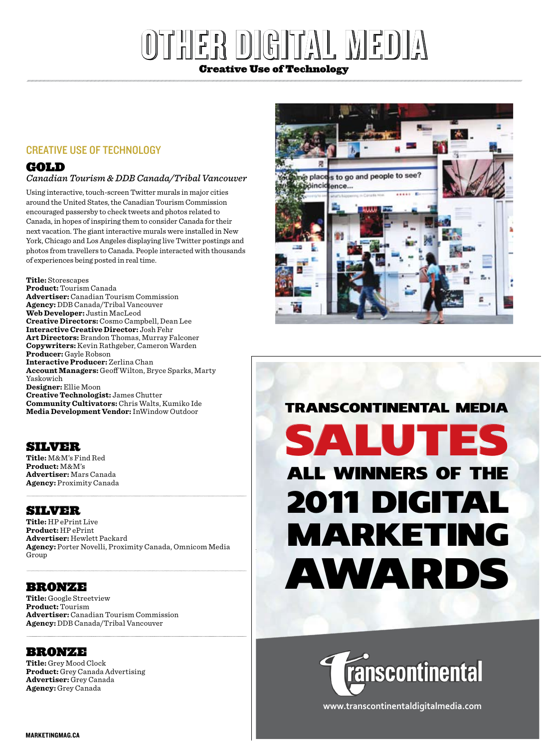# OTHER DIGITAL MEDIA

**Creative Use of Technology**

## CREATIVE USE OF TECHNOLOGY

### GOLD

*Canadian Tourism & DDB Canada/Tribal Vancouver*

Using interactive, touch-screen Twitter murals in major cities around the United States, the Canadian Tourism Commission encouraged passersby to check tweets and photos related to Canada, in hopes of inspiring them to consider Canada for their next vacation. The giant interactive murals were installed in New York, Chicago and Los Angeles displaying live Twitter postings and photos from travellers to Canada. People interacted with thousands of experiences being posted in real time.

**Title:** Storescapes
**Product:** Tourism Canada
**Advertiser:** Canadian Tourism Commission
**Agency:** DDB Canada/Tribal Vancouver
**Web Developer:** Justin MacLeod
**Creative Directors:** Cosmo Campbell, Dean Lee
**Interactive Creative Director:** Josh Fehr
**Art Directors:** Brandon Thomas, Murray Falconer
**Copywriters:** Kevin Rathgeber, Cameron Warden
**Producer:** Gayle Robson
**Interactive Producer:** Zerlina Chan
**Account Managers:** Geoff Wilton, Bryce Sparks, Marty Yaskowich
**Designer:** Ellie Moon
**Creative Technologist:** James Chutter
**Community Cultivators:** Chris Walts, Kumiko Ide
**Media Development Vendor:** InWindow Outdoor

### SILVER

**Title:** M&M's Find Red
**Product:** M&M's
**Advertiser:** Mars Canada
**Agency:** Proximity Canada

### SILVER

**Title:** HP ePrint Live
**Product:** HP ePrint
**Advertiser:** Hewlett Packard
**Agency:** Porter Novelli, Proximity Canada, Omnicom Media Group

### BRONZE

**Title:** Google Streetview
**Product:** Tourism
**Advertiser:** Canadian Tourism Commission
**Agency:** DDB Canada/Tribal Vancouver

### BRONZE

**Title:** Grey Mood Clock
**Product:** Grey Canada Advertising
**Advertiser:** Grey Canada
**Agency:** Grey Canada

TRANSCONTINENTAL MEDIA SALUTES ALL WINNERS OF THE 2011 DIGITAL MARKETING AWARDS

Transcontinental

www.transcontinentaldigitalmedia.com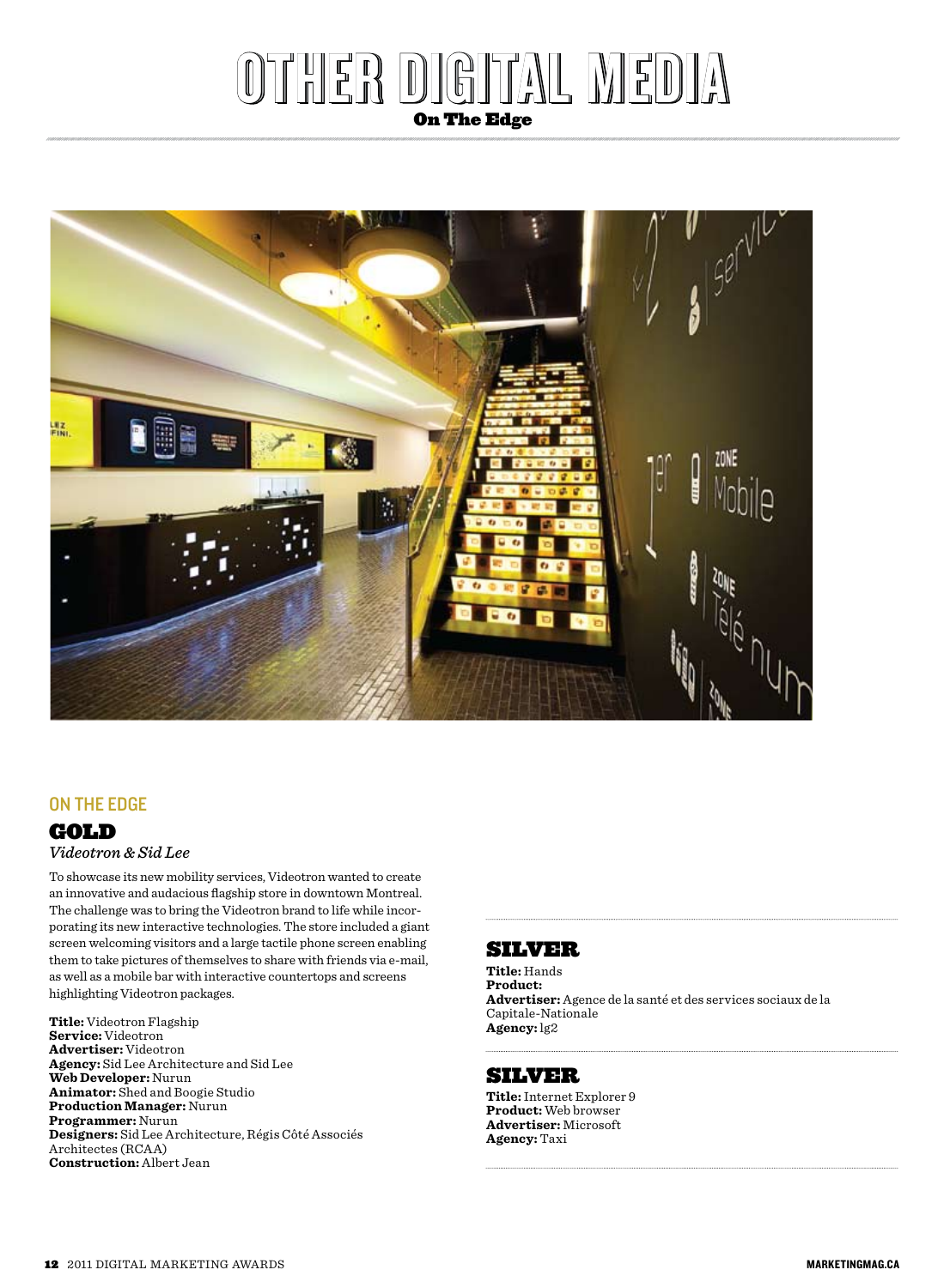# OTHER DIGITAL MEDIA

**On The Edge**

## ON THE EDGE

### GOLD

*Videotron & Sid Lee*

To showcase its new mobility services, Videotron wanted to create an innovative and audacious flagship store in downtown Montreal. The challenge was to bring the Videotron brand to life while incorporating its new interactive technologies. The store included a giant screen welcoming visitors and a large tactile phone screen enabling them to take pictures of themselves to share with friends via e-mail, as well as a mobile bar with interactive countertops and screens highlighting Videotron packages.

**Title:** Videotron Flagship
**Service:** Videotron
**Advertiser:** Videotron
**Agency:** Sid Lee Architecture and Sid Lee
**Web Developer:** Nurun
**Animator:** Shed and Boogie Studio
**Production Manager:** Nurun
**Programmer:** Nurun
**Designers:** Sid Lee Architecture, Régis Côté Associés Architectes (RCAA)
**Construction:** Albert Jean

### SILVER

**Title:** Hands
**Product:**
**Advertiser:** Agence de la santé et des services sociaux de la Capitale-Nationale
**Agency:** lg2

### SILVER

**Title:** Internet Explorer 9
**Product:** Web browser
**Advertiser:** Microsoft
**Agency:** Taxi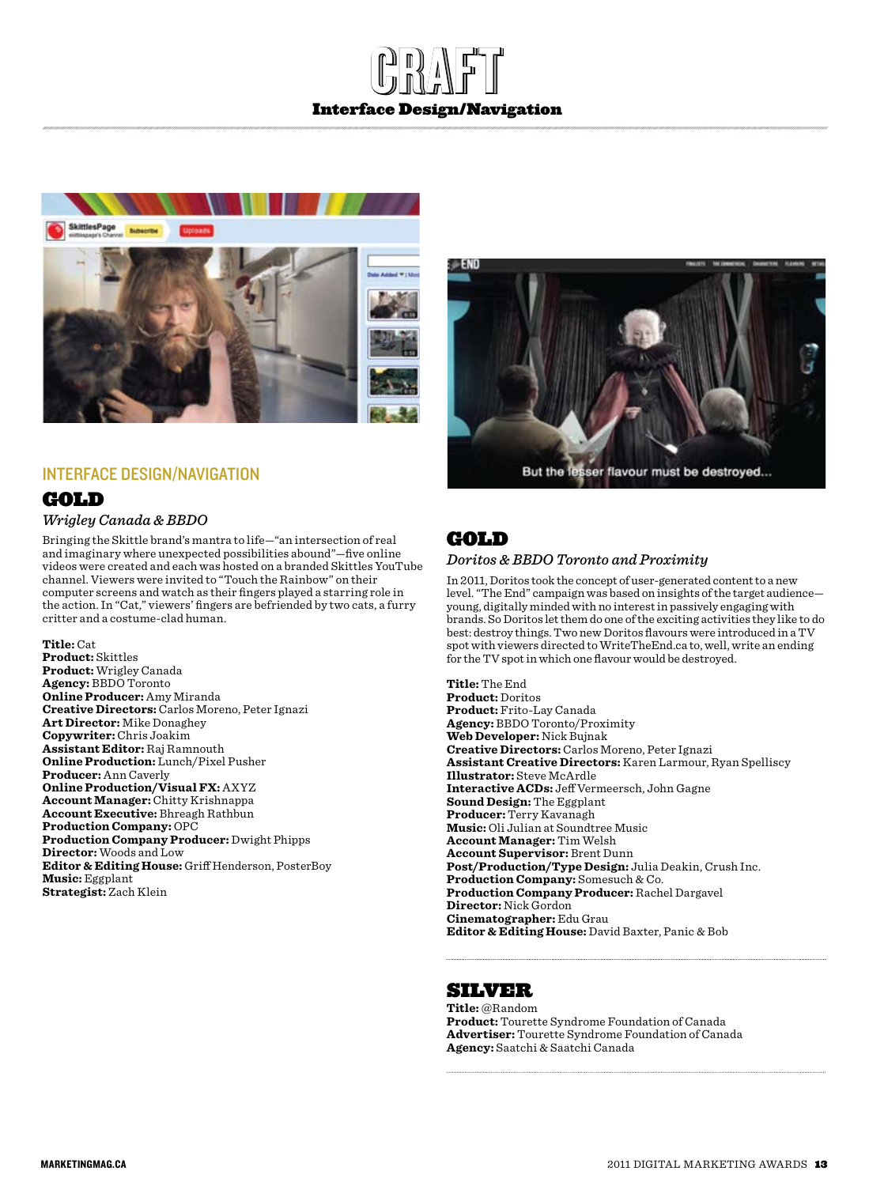# CRAFT

## Interface Design/Navigation

## INTERFACE DESIGN/NAVIGATION

### GOLD

*Wrigley Canada & BBDO*

Bringing the Skittle brand's mantra to life—"an intersection of real and imaginary where unexpected possibilities abound"—five online videos were created and each was hosted on a branded Skittles YouTube channel. Viewers were invited to "Touch the Rainbow" on their computer screens and watch as their fingers played a starring role in the action. In "Cat," viewers' fingers are befriended by two cats, a furry critter and a costume-clad human.

**Title:** Cat
**Product:** Skittles
**Product:** Wrigley Canada
**Agency:** BBDO Toronto
**Online Producer:** Amy Miranda
**Creative Directors:** Carlos Moreno, Peter Ignazi
**Art Director:** Mike Donaghey
**Copywriter:** Chris Joakim
**Assistant Editor:** Raj Ramnouth
**Online Production:** Lunch/Pixel Pusher
**Producer:** Ann Caverly
**Online Production/Visual FX:** AXYZ
**Account Manager:** Chitty Krishnappa
**Account Executive:** Bhreagh Rathbun
**Production Company:** OPC
**Production Company Producer:** Dwight Phipps
**Director:** Woods and Low
**Editor & Editing House:** Griff Henderson, PosterBoy
**Music:** Eggplant
**Strategist:** Zach Klein

### GOLD

*Doritos & BBDO Toronto and Proximity*

In 2011, Doritos took the concept of user-generated content to a new level. "The End" campaign was based on insights of the target audience—young, digitally minded with no interest in passively engaging with brands. So Doritos let them do one of the exciting activities they like to do best: destroy things. Two new Doritos flavours were introduced in a TV spot with viewers directed to WriteTheEnd.ca to, well, write an ending for the TV spot in which one flavour would be destroyed.

**Title:** The End
**Product:** Doritos
**Product:** Frito-Lay Canada
**Agency:** BBDO Toronto/Proximity
**Web Developer:** Nick Bujnak
**Creative Directors:** Carlos Moreno, Peter Ignazi
**Assistant Creative Directors:** Karen Larmour, Ryan Spelliscy
**Illustrator:** Steve McArdle
**Interactive ACDs:** Jeff Vermeersch, John Gagne
**Sound Design:** The Eggplant
**Producer:** Terry Kavanagh
**Music:** Oli Julian at Soundtree Music
**Account Manager:** Tim Welsh
**Account Supervisor:** Brent Dunn
**Post/Production/Type Design:** Julia Deakin, Crush Inc.
**Production Company:** Somesuch & Co.
**Production Company Producer:** Rachel Dargavel
**Director:** Nick Gordon
**Cinematographer:** Edu Grau
**Editor & Editing House:** David Baxter, Panic & Bob

### SILVER

**Title:** @Random
**Product:** Tourette Syndrome Foundation of Canada
**Advertiser:** Tourette Syndrome Foundation of Canada
**Agency:** Saatchi & Saatchi Canada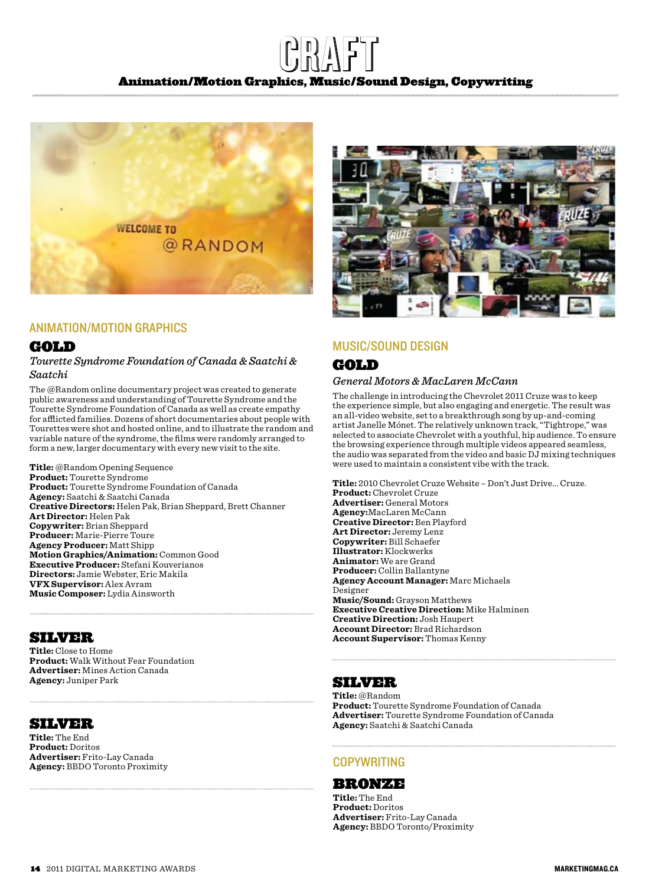# CRAFT

**Animation/Motion Graphics, Music/Sound Design, Copywriting**

## ANIMATION/MOTION GRAPHICS

### GOLD

*Tourette Syndrome Foundation of Canada & Saatchi & Saatchi*

The @Random online documentary project was created to generate public awareness and understanding of Tourette Syndrome and the Tourette Syndrome Foundation of Canada as well as create empathy for afflicted families. Dozens of short documentaries about people with Tourettes were shot and hosted online, and to illustrate the random and variable nature of the syndrome, the films were randomly arranged to form a new, larger documentary with every new visit to the site.

**Title:** @Random Opening Sequence
**Product:** Tourette Syndrome
**Product:** Tourette Syndrome Foundation of Canada
**Agency:** Saatchi & Saatchi Canada
**Creative Directors:** Helen Pak, Brian Sheppard, Brett Channer
**Art Director:** Helen Pak
**Copywriter:** Brian Sheppard
**Producer:** Marie-Pierre Toure
**Agency Producer:** Matt Shipp
**Motion Graphics/Animation:** Common Good
**Executive Producer:** Stefani Kouverianos
**Directors:** Jamie Webster, Eric Makila
**VFX Supervisor:** Alex Avram
**Music Composer:** Lydia Ainsworth

### SILVER

**Title:** Close to Home
**Product:** Walk Without Fear Foundation
**Advertiser:** Mines Action Canada
**Agency:** Juniper Park

### SILVER

**Title:** The End
**Product:** Doritos
**Advertiser:** Frito-Lay Canada
**Agency:** BBDO Toronto Proximity

## MUSIC/SOUND DESIGN

### GOLD

*General Motors & MacLaren McCann*

The challenge in introducing the Chevrolet 2011 Cruze was to keep the experience simple, but also engaging and energetic. The result was an all-video website, set to a breakthrough song by up-and-coming artist Janelle Mónet. The relatively unknown track, "Tightrope," was selected to associate Chevrolet with a youthful, hip audience. To ensure the browsing experience through multiple videos appeared seamless, the audio was separated from the video and basic DJ mixing techniques were used to maintain a consistent vibe with the track.

**Title:** 2010 Chevrolet Cruze Website – Don't Just Drive... Cruze.
**Product:** Chevrolet Cruze
**Advertiser:** General Motors
**Agency:** MacLaren McCann
**Creative Director:** Ben Playford
**Art Director:** Jeremy Lenz
**Copywriter:** Bill Schaefer
**Illustrator:** Klockwerks
**Animator:** We are Grand
**Producer:** Collin Ballantyne
**Agency Account Manager:** Marc Michaels Designer
**Music/Sound:** Grayson Matthews
**Executive Creative Direction:** Mike Halminen
**Creative Direction:** Josh Haupert
**Account Director:** Brad Richardson
**Account Supervisor:** Thomas Kenny

### SILVER

**Title:** @Random
**Product:** Tourette Syndrome Foundation of Canada
**Advertiser:** Tourette Syndrome Foundation of Canada
**Agency:** Saatchi & Saatchi Canada

## COPYWRITING

### BRONZE

**Title:** The End
**Product:** Doritos
**Advertiser:** Frito-Lay Canada
**Agency:** BBDO Toronto/Proximity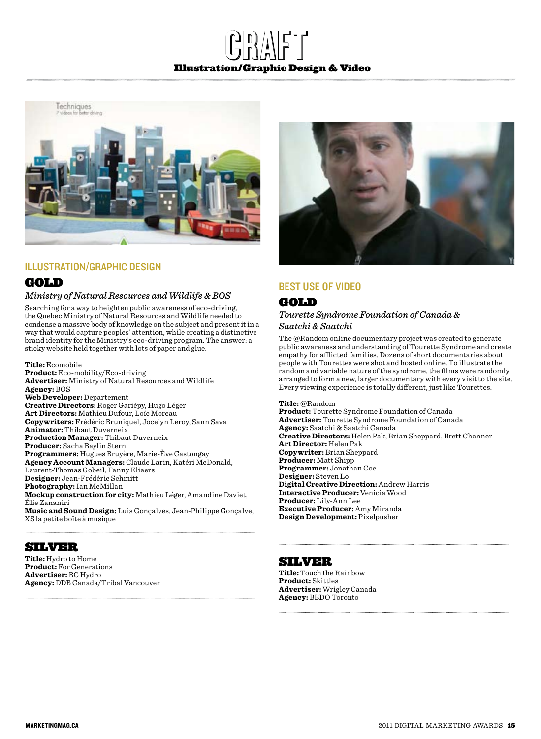# CRAFT

## Illustration/Graphic Design & Video

### ILLUSTRATION/GRAPHIC DESIGN

## GOLD

*Ministry of Natural Resources and Wildlife & BOS*

Searching for a way to heighten public awareness of eco-driving, the Quebec Ministry of Natural Resources and Wildlife needed to condense a massive body of knowledge on the subject and present it in a way that would capture peoples' attention, while creating a distinctive brand identity for the Ministry's eco-driving program. The answer: a sticky website held together with lots of paper and glue.

**Title:** Ecomobile
**Product:** Eco-mobility/Eco-driving
**Advertiser:** Ministry of Natural Resources and Wildlife
**Agency:** BOS
**Web Developer:** Departement
**Creative Directors:** Roger Gariépy, Hugo Léger
**Art Directors:** Mathieu Dufour, Loïc Moreau
**Copywriters:** Frédéric Bruniquel, Jocelyn Leroy, Sann Sava
**Animator:** Thibaut Duverneix
**Production Manager:** Thibaut Duverneix
**Producer:** Sacha Baylin Stern
**Programmers:** Hugues Bruyère, Marie-Ève Castongay
**Agency Account Managers:** Claude Larin, Katéri McDonald, Laurent-Thomas Gobeil, Fanny Eliaers
**Designer:** Jean-Frédéric Schmitt
**Photography:** Ian McMillan
**Mockup construction for city:** Mathieu Léger, Amandine Daviet, Élie Zananiri
**Music and Sound Design:** Luis Gonçalves, Jean-Philippe Gonçalve, XS la petite boîte à musique

## SILVER

**Title:** Hydro to Home
**Product:** For Generations
**Advertiser:** BC Hydro
**Agency:** DDB Canada/Tribal Vancouver

### BEST USE OF VIDEO

## GOLD

*Tourette Syndrome Foundation of Canada & Saatchi & Saatchi*

The @Random online documentary project was created to generate public awareness and understanding of Tourette Syndrome and create empathy for afflicted families. Dozens of short documentaries about people with Tourettes were shot and hosted online. To illustrate the random and variable nature of the syndrome, the films were randomly arranged to form a new, larger documentary with every visit to the site. Every viewing experience is totally different, just like Tourettes.

**Title:** @Random
**Product:** Tourette Syndrome Foundation of Canada
**Advertiser:** Tourette Syndrome Foundation of Canada
**Agency:** Saatchi & Saatchi Canada
**Creative Directors:** Helen Pak, Brian Sheppard, Brett Channer
**Art Director:** Helen Pak
**Copywriter:** Brian Sheppard
**Producer:** Matt Shipp
**Programmer:** Jonathan Coe
**Designer:** Steven Lo
**Digital Creative Direction:** Andrew Harris
**Interactive Producer:** Venicia Wood
**Producer:** Lily-Ann Lee
**Executive Producer:** Amy Miranda
**Design Development:** Pixelpusher

## SILVER

**Title:** Touch the Rainbow
**Product:** Skittles
**Advertiser:** Wrigley Canada
**Agency:** BBDO Toronto